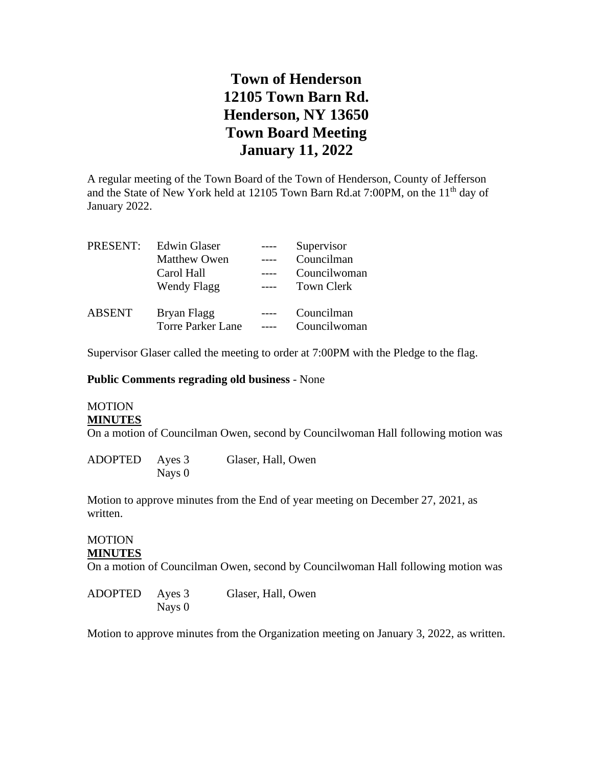# Town of Henderson
# 12105 Town Barn Rd.
# Henderson, NY 13650
# Town Board Meeting
# January 11, 2022

A regular meeting of the Town Board of the Town of Henderson, County of Jefferson and the State of New York held at 12105 Town Barn Rd.at 7:00PM, on the 11th day of January 2022.

| | | | |
|---|---|---|---|
| PRESENT: | Edwin Glaser | ---- | Supervisor |
| | Matthew Owen | ---- | Councilman |
| | Carol Hall | ---- | Councilwoman |
| | Wendy Flagg | ---- | Town Clerk |
| ABSENT | Bryan Flagg | ---- | Councilman |
| | Torre Parker Lane | ---- | Councilwoman |

Supervisor Glaser called the meeting to order at 7:00PM with the Pledge to the flag.

**Public Comments regrading old business** - None

MOTION
**MINUTES**
On a motion of Councilman Owen, second by Councilwoman Hall following motion was

ADOPTED Ayes 3 Glaser, Hall, Owen
Nays 0

Motion to approve minutes from the End of year meeting on December 27, 2021, as written.

MOTION
**MINUTES**
On a motion of Councilman Owen, second by Councilwoman Hall following motion was

ADOPTED Ayes 3 Glaser, Hall, Owen
Nays 0

Motion to approve minutes from the Organization meeting on January 3, 2022, as written.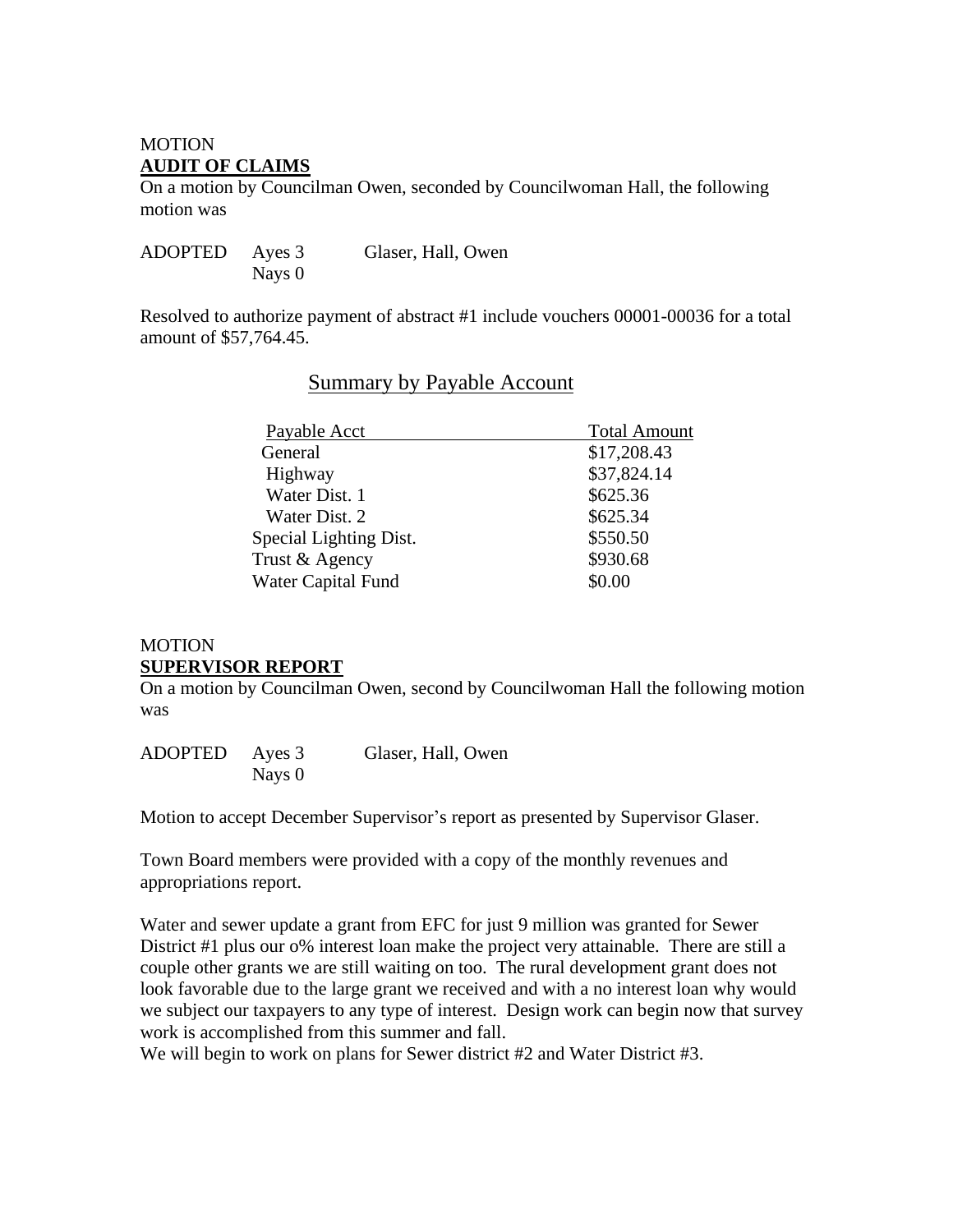MOTION
**AUDIT OF CLAIMS**

On a motion by Councilman Owen, seconded by Councilwoman Hall, the following motion was

| | | |
|---|---|---|
| ADOPTED | Ayes 3 | Glaser, Hall, Owen |
| | Nays 0 | |

Resolved to authorize payment of abstract #1 include vouchers 00001-00036 for a total amount of $57,764.45.

Summary by Payable Account

| Payable Acct | Total Amount |
|---|---|
| General | $17,208.43 |
| Highway | $37,824.14 |
| Water Dist. 1 | $625.36 |
| Water Dist. 2 | $625.34 |
| Special Lighting Dist. | $550.50 |
| Trust & Agency | $930.68 |
| Water Capital Fund | $0.00 |

MOTION
**SUPERVISOR REPORT**

On a motion by Councilman Owen, second by Councilwoman Hall the following motion was

| | | |
|---|---|---|
| ADOPTED | Ayes 3 | Glaser, Hall, Owen |
| | Nays 0 | |

Motion to accept December Supervisor's report as presented by Supervisor Glaser.

Town Board members were provided with a copy of the monthly revenues and appropriations report.

Water and sewer update a grant from EFC for just 9 million was granted for Sewer District #1 plus our o% interest loan make the project very attainable. There are still a couple other grants we are still waiting on too. The rural development grant does not look favorable due to the large grant we received and with a no interest loan why would we subject our taxpayers to any type of interest. Design work can begin now that survey work is accomplished from this summer and fall.
We will begin to work on plans for Sewer district #2 and Water District #3.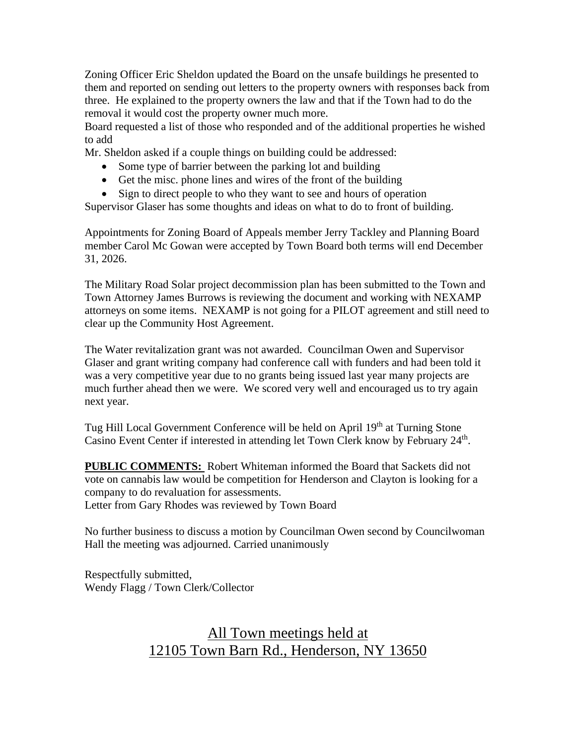Zoning Officer Eric Sheldon updated the Board on the unsafe buildings he presented to them and reported on sending out letters to the property owners with responses back from three. He explained to the property owners the law and that if the Town had to do the removal it would cost the property owner much more.
Board requested a list of those who responded and of the additional properties he wished to add
Mr. Sheldon asked if a couple things on building could be addressed:

- Some type of barrier between the parking lot and building
- Get the misc. phone lines and wires of the front of the building
- Sign to direct people to who they want to see and hours of operation

Supervisor Glaser has some thoughts and ideas on what to do to front of building.

Appointments for Zoning Board of Appeals member Jerry Tackley and Planning Board member Carol Mc Gowan were accepted by Town Board both terms will end December 31, 2026.

The Military Road Solar project decommission plan has been submitted to the Town and Town Attorney James Burrows is reviewing the document and working with NEXAMP attorneys on some items. NEXAMP is not going for a PILOT agreement and still need to clear up the Community Host Agreement.

The Water revitalization grant was not awarded. Councilman Owen and Supervisor Glaser and grant writing company had conference call with funders and had been told it was a very competitive year due to no grants being issued last year many projects are much further ahead then we were. We scored very well and encouraged us to try again next year.

Tug Hill Local Government Conference will be held on April 19th at Turning Stone Casino Event Center if interested in attending let Town Clerk know by February 24th.

**PUBLIC COMMENTS:** Robert Whiteman informed the Board that Sackets did not vote on cannabis law would be competition for Henderson and Clayton is looking for a company to do revaluation for assessments.
Letter from Gary Rhodes was reviewed by Town Board

No further business to discuss a motion by Councilman Owen second by Councilwoman Hall the meeting was adjourned. Carried unanimously

Respectfully submitted,
Wendy Flagg / Town Clerk/Collector

All Town meetings held at
12105 Town Barn Rd., Henderson, NY 13650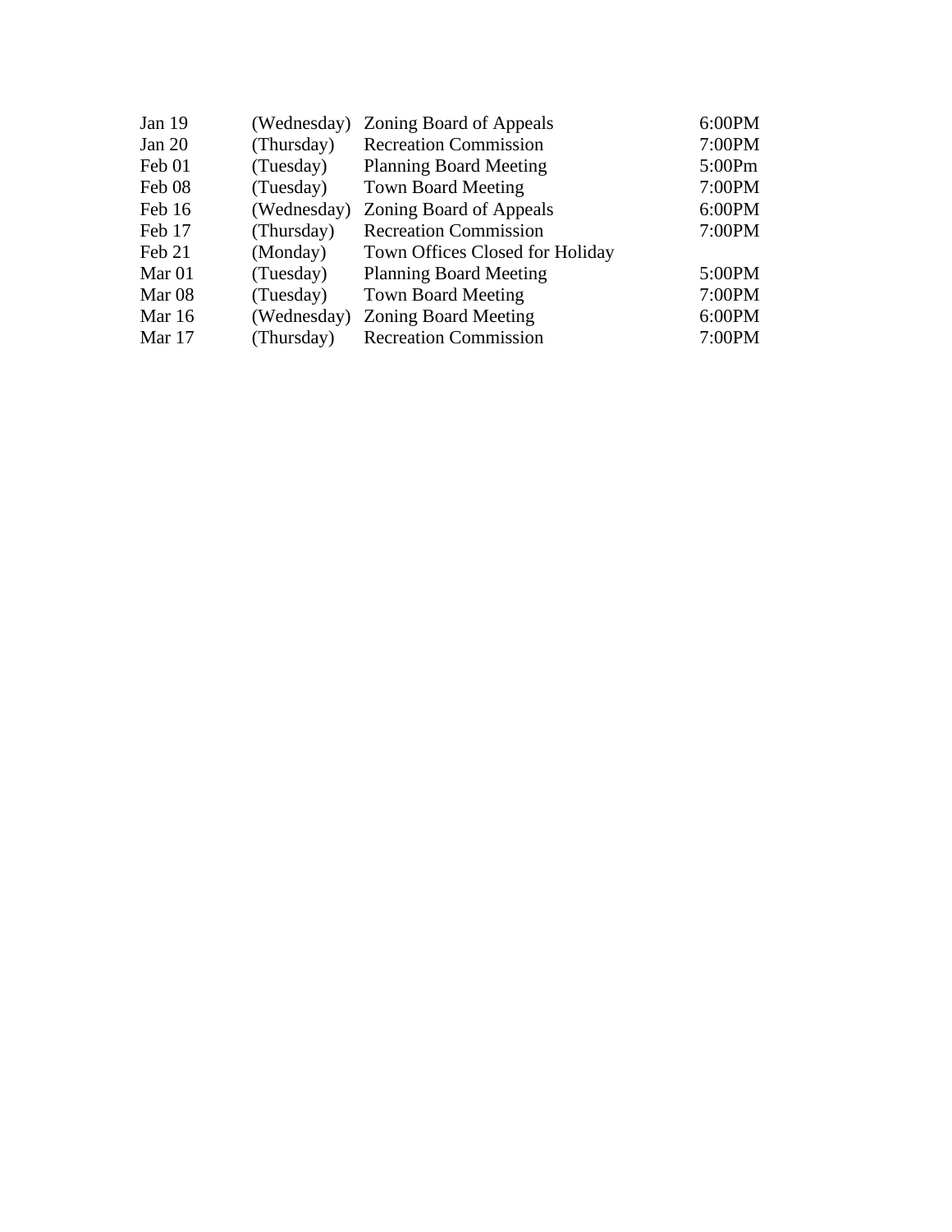| | | | |
|---|---|---|---|
| Jan 19 | (Wednesday) | Zoning Board of Appeals | 6:00PM |
| Jan 20 | (Thursday) | Recreation Commission | 7:00PM |
| Feb 01 | (Tuesday) | Planning Board Meeting | 5:00Pm |
| Feb 08 | (Tuesday) | Town Board Meeting | 7:00PM |
| Feb 16 | (Wednesday) | Zoning Board of Appeals | 6:00PM |
| Feb 17 | (Thursday) | Recreation Commission | 7:00PM |
| Feb 21 | (Monday) | Town Offices Closed for Holiday | |
| Mar 01 | (Tuesday) | Planning Board Meeting | 5:00PM |
| Mar 08 | (Tuesday) | Town Board Meeting | 7:00PM |
| Mar 16 | (Wednesday) | Zoning Board Meeting | 6:00PM |
| Mar 17 | (Thursday) | Recreation Commission | 7:00PM |